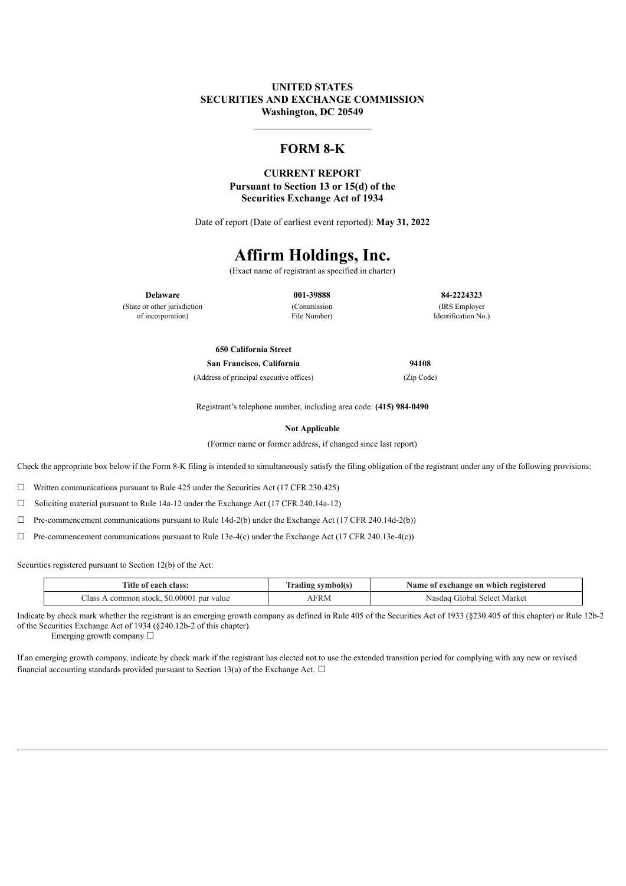**UNITED STATES**
**SECURITIES AND EXCHANGE COMMISSION**
**Washington, DC 20549**

---

# FORM 8-K

**CURRENT REPORT**
**Pursuant to Section 13 or 15(d) of the**
**Securities Exchange Act of 1934**

Date of report (Date of earliest event reported): **May 31, 2022**

# Affirm Holdings, Inc.

(Exact name of registrant as specified in charter)

| **Delaware** | **001-39888** | **84-2224323** |
|---|---|---|
| (State or other jurisdiction of incorporation) | (Commission File Number) | (IRS Employer Identification No.) |

| **650 California Street** | |
|---|---|
| **San Francisco, California** | **94108** |
| (Address of principal executive offices) | (Zip Code) |

Registrant's telephone number, including area code: **(415) 984-0490**

**Not Applicable**

(Former name or former address, if changed since last report)

Check the appropriate box below if the Form 8-K filing is intended to simultaneously satisfy the filing obligation of the registrant under any of the following provisions:

☐ Written communications pursuant to Rule 425 under the Securities Act (17 CFR 230.425)

☐ Soliciting material pursuant to Rule 14a-12 under the Exchange Act (17 CFR 240.14a-12)

☐ Pre-commencement communications pursuant to Rule 14d-2(b) under the Exchange Act (17 CFR 240.14d-2(b))

☐ Pre-commencement communications pursuant to Rule 13e-4(c) under the Exchange Act (17 CFR 240.13e-4(c))

Securities registered pursuant to Section 12(b) of the Act:

| Title of each class: | Trading symbol(s) | Name of exchange on which registered |
|---|---|---|
| Class A common stock, $0.00001 par value | AFRM | Nasdaq Global Select Market |

Indicate by check mark whether the registrant is an emerging growth company as defined in Rule 405 of the Securities Act of 1933 (§230.405 of this chapter) or Rule 12b-2 of the Securities Exchange Act of 1934 (§240.12b-2 of this chapter).
Emerging growth company ☐

If an emerging growth company, indicate by check mark if the registrant has elected not to use the extended transition period for complying with any new or revised financial accounting standards provided pursuant to Section 13(a) of the Exchange Act. ☐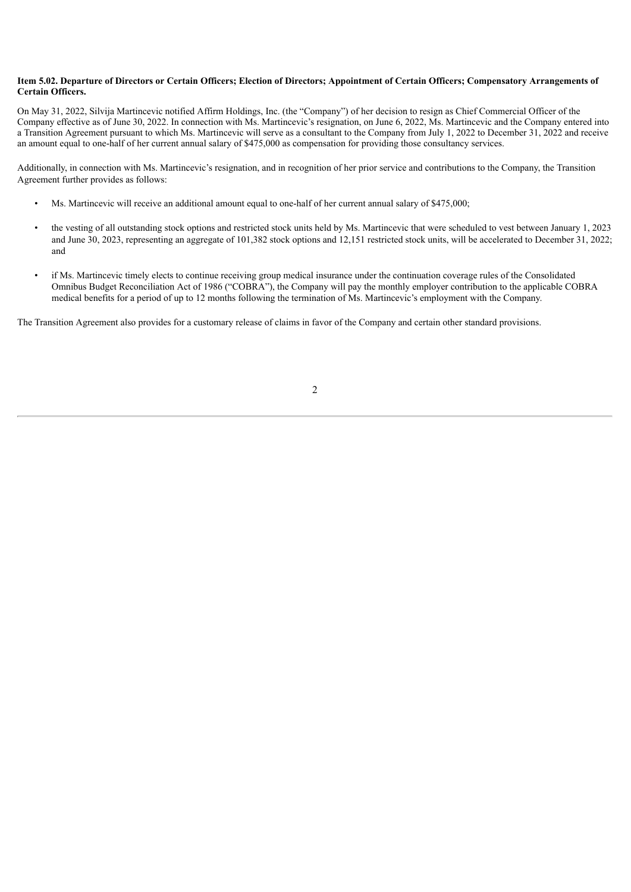**Item 5.02. Departure of Directors or Certain Officers; Election of Directors; Appointment of Certain Officers; Compensatory Arrangements of Certain Officers.**

On May 31, 2022, Silvija Martincevic notified Affirm Holdings, Inc. (the "Company") of her decision to resign as Chief Commercial Officer of the Company effective as of June 30, 2022. In connection with Ms. Martincevic's resignation, on June 6, 2022, Ms. Martincevic and the Company entered into a Transition Agreement pursuant to which Ms. Martincevic will serve as a consultant to the Company from July 1, 2022 to December 31, 2022 and receive an amount equal to one-half of her current annual salary of $475,000 as compensation for providing those consultancy services.

Additionally, in connection with Ms. Martincevic's resignation, and in recognition of her prior service and contributions to the Company, the Transition Agreement further provides as follows:

- Ms. Martincevic will receive an additional amount equal to one-half of her current annual salary of $475,000;
- the vesting of all outstanding stock options and restricted stock units held by Ms. Martincevic that were scheduled to vest between January 1, 2023 and June 30, 2023, representing an aggregate of 101,382 stock options and 12,151 restricted stock units, will be accelerated to December 31, 2022; and
- if Ms. Martincevic timely elects to continue receiving group medical insurance under the continuation coverage rules of the Consolidated Omnibus Budget Reconciliation Act of 1986 ("COBRA"), the Company will pay the monthly employer contribution to the applicable COBRA medical benefits for a period of up to 12 months following the termination of Ms. Martincevic's employment with the Company.

The Transition Agreement also provides for a customary release of claims in favor of the Company and certain other standard provisions.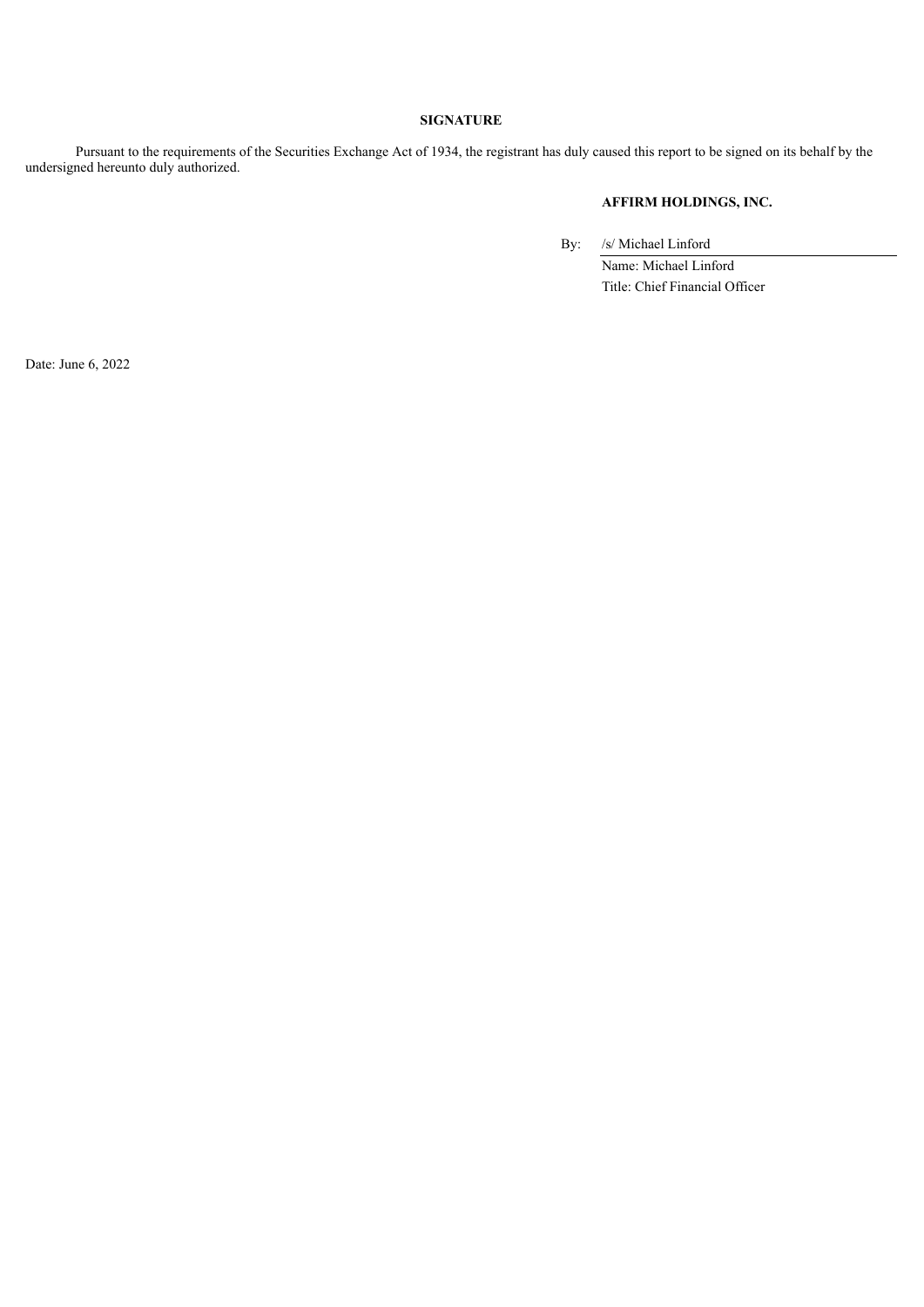**SIGNATURE**

Pursuant to the requirements of the Securities Exchange Act of 1934, the registrant has duly caused this report to be signed on its behalf by the undersigned hereunto duly authorized.

**AFFIRM HOLDINGS, INC.**

By: /s/ Michael Linford

Name: Michael Linford

Title: Chief Financial Officer

Date: June 6, 2022